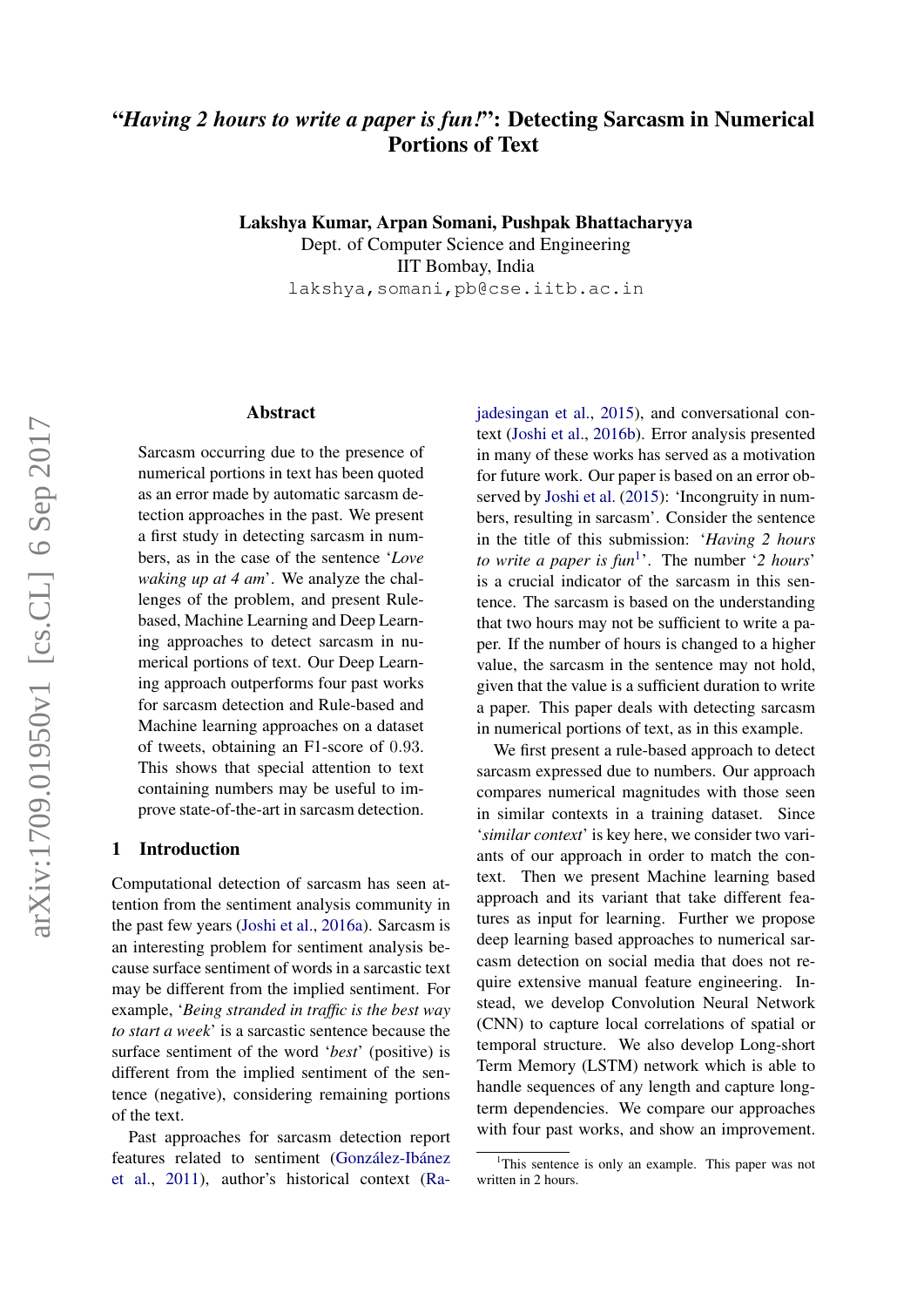# “*Having 2 hours to write a paper is fun!*”: Detecting Sarcasm in Numerical Portions of Text

**Lakshya Kumar, Arpan Somani, Pushpak Bhattacharyya**
Dept. of Computer Science and Engineering
IIT Bombay, India
lakshya,somani,pb@cse.iitb.ac.in

## Abstract

Sarcasm occurring due to the presence of numerical portions in text has been quoted as an error made by automatic sarcasm detection approaches in the past. We present a first study in detecting sarcasm in numbers, as in the case of the sentence ‘*Love waking up at 4 am*’. We analyze the challenges of the problem, and present Rule-based, Machine Learning and Deep Learning approaches to detect sarcasm in numerical portions of text. Our Deep Learning approach outperforms four past works for sarcasm detection and Rule-based and Machine learning approaches on a dataset of tweets, obtaining an F1-score of 0.93. This shows that special attention to text containing numbers may be useful to improve state-of-the-art in sarcasm detection.

## 1 Introduction

Computational detection of sarcasm has seen attention from the sentiment analysis community in the past few years (Joshi et al., 2016a). Sarcasm is an interesting problem for sentiment analysis because surface sentiment of words in a sarcastic text may be different from the implied sentiment. For example, ‘*Being stranded in traffic is the best way to start a week*’ is a sarcastic sentence because the surface sentiment of the word ‘*best*’ (positive) is different from the implied sentiment of the sentence (negative), considering remaining portions of the text.

Past approaches for sarcasm detection report features related to sentiment (González-Ibánez et al., 2011), author’s historical context (Rajadesingan et al., 2015), and conversational context (Joshi et al., 2016b). Error analysis presented in many of these works has served as a motivation for future work. Our paper is based on an error observed by Joshi et al. (2015): ‘Incongruity in numbers, resulting in sarcasm’. Consider the sentence in the title of this submission: ‘*Having 2 hours to write a paper is fun*[1]’. The number ‘*2 hours*’ is a crucial indicator of the sarcasm in this sentence. The sarcasm is based on the understanding that two hours may not be sufficient to write a paper. If the number of hours is changed to a higher value, the sarcasm in the sentence may not hold, given that the value is a sufficient duration to write a paper. This paper deals with detecting sarcasm in numerical portions of text, as in this example.

We first present a rule-based approach to detect sarcasm expressed due to numbers. Our approach compares numerical magnitudes with those seen in similar contexts in a training dataset. Since ‘*similar context*’ is key here, we consider two variants of our approach in order to match the context. Then we present Machine learning based approach and its variant that take different features as input for learning. Further we propose deep learning based approaches to numerical sarcasm detection on social media that does not require extensive manual feature engineering. Instead, we develop Convolution Neural Network (CNN) to capture local correlations of spatial or temporal structure. We also develop Long-short Term Memory (LSTM) network which is able to handle sequences of any length and capture long-term dependencies. We compare our approaches with four past works, and show an improvement.

[1] This sentence is only an example. This paper was not written in 2 hours.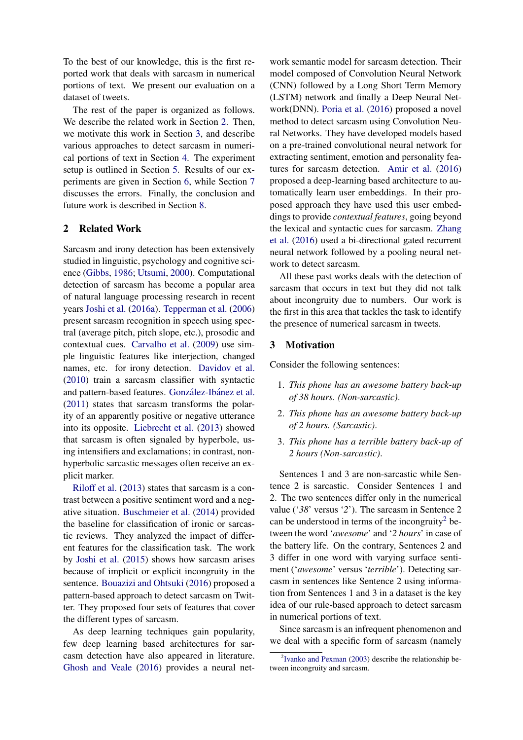To the best of our knowledge, this is the first reported work that deals with sarcasm in numerical portions of text. We present our evaluation on a dataset of tweets.

The rest of the paper is organized as follows. We describe the related work in Section 2. Then, we motivate this work in Section 3, and describe various approaches to detect sarcasm in numerical portions of text in Section 4. The experiment setup is outlined in Section 5. Results of our experiments are given in Section 6, while Section 7 discusses the errors. Finally, the conclusion and future work is described in Section 8.

## 2 Related Work

Sarcasm and irony detection has been extensively studied in linguistic, psychology and cognitive science (Gibbs, 1986; Utsumi, 2000). Computational detection of sarcasm has become a popular area of natural language processing research in recent years Joshi et al. (2016a). Tepperman et al. (2006) present sarcasm recognition in speech using spectral (average pitch, pitch slope, etc.), prosodic and contextual cues. Carvalho et al. (2009) use simple linguistic features like interjection, changed names, etc. for irony detection. Davidov et al. (2010) train a sarcasm classifier with syntactic and pattern-based features. González-Ibánez et al. (2011) states that sarcasm transforms the polarity of an apparently positive or negative utterance into its opposite. Liebrecht et al. (2013) showed that sarcasm is often signaled by hyperbole, using intensifiers and exclamations; in contrast, non-hyperbolic sarcastic messages often receive an explicit marker.

Riloff et al. (2013) states that sarcasm is a contrast between a positive sentiment word and a negative situation. Buschmeier et al. (2014) provided the baseline for classification of ironic or sarcastic reviews. They analyzed the impact of different features for the classification task. The work by Joshi et al. (2015) shows how sarcasm arises because of implicit or explicit incongruity in the sentence. Bouazizi and Ohtsuki (2016) proposed a pattern-based approach to detect sarcasm on Twitter. They proposed four sets of features that cover the different types of sarcasm.

As deep learning techniques gain popularity, few deep learning based architectures for sarcasm detection have also appeared in literature. Ghosh and Veale (2016) provides a neural network semantic model for sarcasm detection. Their model composed of Convolution Neural Network (CNN) followed by a Long Short Term Memory (LSTM) network and finally a Deep Neural Network(DNN). Poria et al. (2016) proposed a novel method to detect sarcasm using Convolution Neural Networks. They have developed models based on a pre-trained convolutional neural network for extracting sentiment, emotion and personality features for sarcasm detection. Amir et al. (2016) proposed a deep-learning based architecture to automatically learn user embeddings. In their proposed approach they have used this user embeddings to provide *contextual features*, going beyond the lexical and syntactic cues for sarcasm. Zhang et al. (2016) used a bi-directional gated recurrent neural network followed by a pooling neural network to detect sarcasm.

All these past works deals with the detection of sarcasm that occurs in text but they did not talk about incongruity due to numbers. Our work is the first in this area that tackles the task to identify the presence of numerical sarcasm in tweets.

## 3 Motivation

Consider the following sentences:

1. *This phone has an awesome battery back-up of 38 hours. (Non-sarcastic).*
2. *This phone has an awesome battery back-up of 2 hours. (Sarcastic).*
3. *This phone has a terrible battery back-up of 2 hours (Non-sarcastic).*

Sentences 1 and 3 are non-sarcastic while Sentence 2 is sarcastic. Consider Sentences 1 and 2. The two sentences differ only in the numerical value ('*38*' versus '*2*'). The sarcasm in Sentence 2 can be understood in terms of the incongruity[2] between the word '*awesome*' and '*2 hours*' in case of the battery life. On the contrary, Sentences 2 and 3 differ in one word with varying surface sentiment ('*awesome*' versus '*terrible*'). Detecting sarcasm in sentences like Sentence 2 using information from Sentences 1 and 3 in a dataset is the key idea of our rule-based approach to detect sarcasm in numerical portions of text.

Since sarcasm is an infrequent phenomenon and we deal with a specific form of sarcasm (namely

[2] Ivanko and Pexman (2003) describe the relationship between incongruity and sarcasm.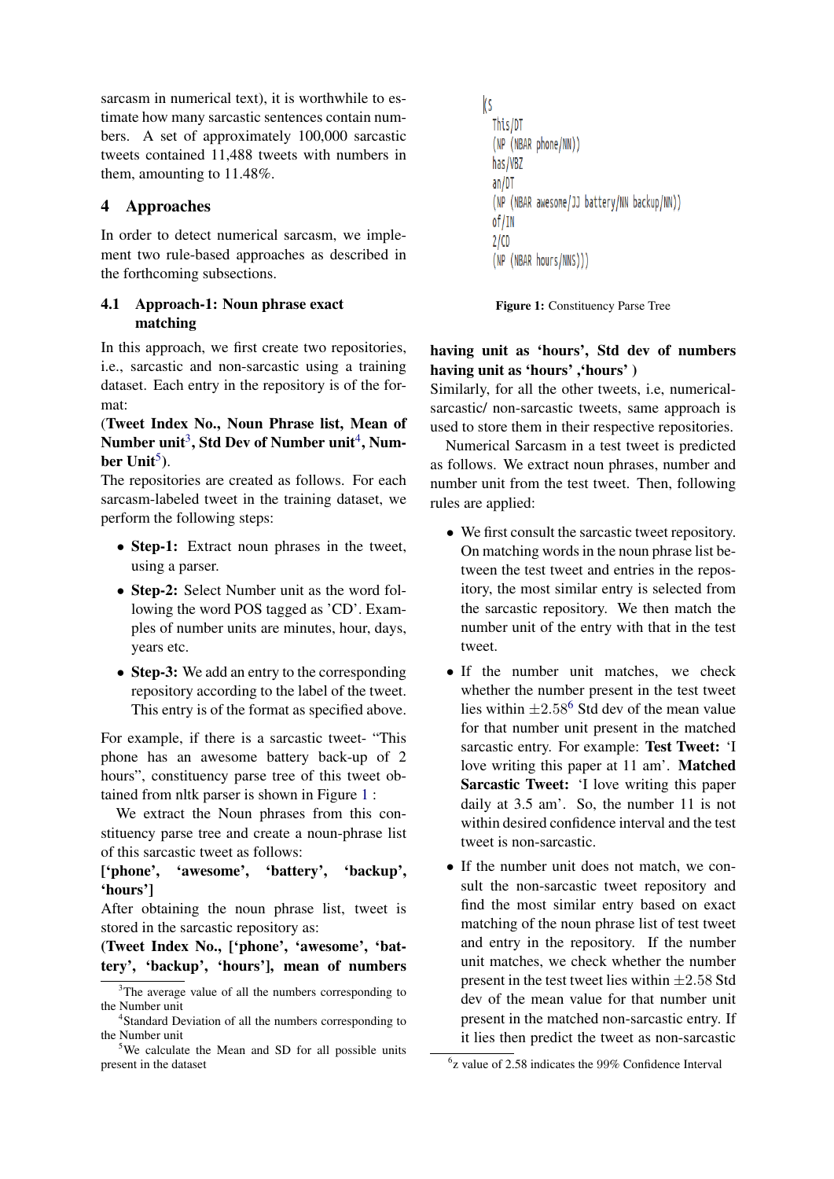sarcasm in numerical text), it is worthwhile to estimate how many sarcastic sentences contain numbers. A set of approximately 100,000 sarcastic tweets contained 11,488 tweets with numbers in them, amounting to 11.48%.

## 4 Approaches

In order to detect numerical sarcasm, we implement two rule-based approaches as described in the forthcoming subsections.

### 4.1 Approach-1: Noun phrase exact matching

In this approach, we first create two repositories, i.e., sarcastic and non-sarcastic using a training dataset. Each entry in the repository is of the format:

**(Tweet Index No., Noun Phrase list, Mean of Number unit[3], Std Dev of Number unit[4], Number Unit[5]).**

The repositories are created as follows. For each sarcasm-labeled tweet in the training dataset, we perform the following steps:

- **Step-1:** Extract noun phrases in the tweet, using a parser.
- **Step-2:** Select Number unit as the word following the word POS tagged as 'CD'. Examples of number units are minutes, hour, days, years etc.
- **Step-3:** We add an entry to the corresponding repository according to the label of the tweet. This entry is of the format as specified above.

For example, if there is a sarcastic tweet- "This phone has an awesome battery back-up of 2 hours", constituency parse tree of this tweet obtained from nltk parser is shown in Figure 1 :

```
(S
  This/DT
  (NP (NBAR phone/NN))
  has/VBZ
  an/DT
  (NP (NBAR awesome/JJ battery/NN backup/NN))
  of/IN
  2/CD
  (NP (NBAR hours/NNS)))
```

**Figure 1:** Constituency Parse Tree

We extract the Noun phrases from this constituency parse tree and create a noun-phrase list of this sarcastic tweet as follows:

**['phone', 'awesome', 'battery', 'backup', 'hours']**

After obtaining the noun phrase list, tweet is stored in the sarcastic repository as:

**(Tweet Index No., ['phone', 'awesome', 'battery', 'backup', 'hours'], mean of numbers having unit as 'hours', Std dev of numbers having unit as 'hours' ,'hours' )**

Similarly, for all the other tweets, i.e, numerical-sarcastic/ non-sarcastic tweets, same approach is used to store them in their respective repositories.

Numerical Sarcasm in a test tweet is predicted as follows. We extract noun phrases, number and number unit from the test tweet. Then, following rules are applied:

- We first consult the sarcastic tweet repository. On matching words in the noun phrase list between the test tweet and entries in the repository, the most similar entry is selected from the sarcastic repository. We then match the number unit of the entry with that in the test tweet.
- If the number unit matches, we check whether the number present in the test tweet lies within $\pm 2.58$[6] Std dev of the mean value for that number unit present in the matched sarcastic entry. For example: **Test Tweet:** 'I love writing this paper at 11 am'. **Matched Sarcastic Tweet:** 'I love writing this paper daily at 3.5 am'. So, the number 11 is not within desired confidence interval and the test tweet is non-sarcastic.
- If the number unit does not match, we consult the non-sarcastic tweet repository and find the most similar entry based on exact matching of the noun phrase list of test tweet and entry in the repository. If the number unit matches, we check whether the number present in the test tweet lies within $\pm 2.58$ Std dev of the mean value for that number unit present in the matched non-sarcastic entry. If it lies then predict the tweet as non-sarcastic

[3] The average value of all the numbers corresponding to the Number unit

[4] Standard Deviation of all the numbers corresponding to the Number unit

[5] We calculate the Mean and SD for all possible units present in the dataset

[6] z value of 2.58 indicates the 99% Confidence Interval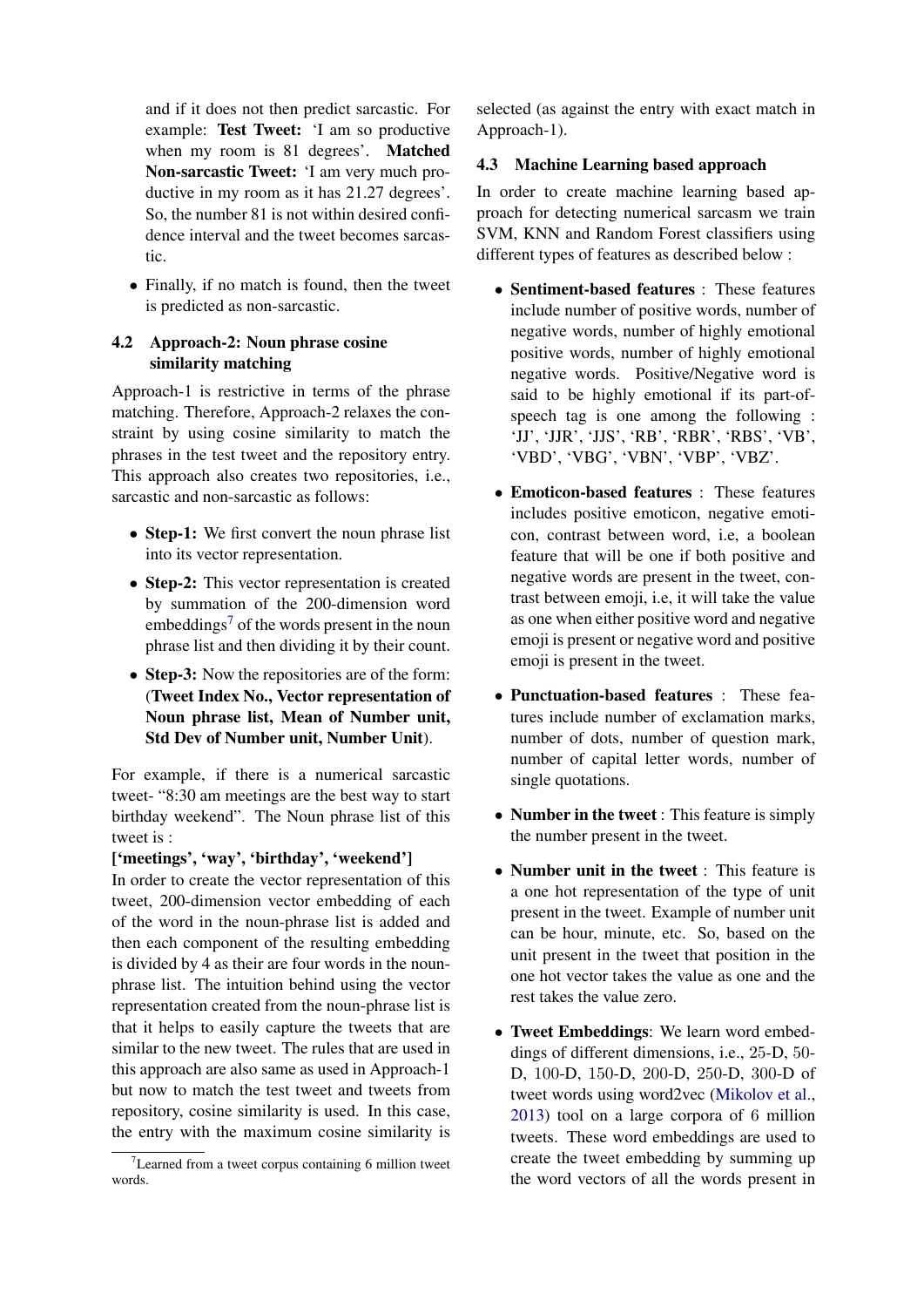and if it does not then predict sarcastic. For example: **Test Tweet:** 'I am so productive when my room is 81 degrees'. **Matched Non-sarcastic Tweet:** 'I am very much productive in my room as it has 21.27 degrees'. So, the number 81 is not within desired confidence interval and the tweet becomes sarcastic.

- Finally, if no match is found, then the tweet is predicted as non-sarcastic.

### 4.2 Approach-2: Noun phrase cosine similarity matching

Approach-1 is restrictive in terms of the phrase matching. Therefore, Approach-2 relaxes the constraint by using cosine similarity to match the phrases in the test tweet and the repository entry. This approach also creates two repositories, i.e., sarcastic and non-sarcastic as follows:

- **Step-1:** We first convert the noun phrase list into its vector representation.
- **Step-2:** This vector representation is created by summation of the 200-dimension word embeddings[7] of the words present in the noun phrase list and then dividing it by their count.
- **Step-3:** Now the repositories are of the form: (**Tweet Index No., Vector representation of Noun phrase list, Mean of Number unit, Std Dev of Number unit, Number Unit**).

For example, if there is a numerical sarcastic tweet- "8:30 am meetings are the best way to start birthday weekend". The Noun phrase list of this tweet is :

**['meetings', 'way', 'birthday', 'weekend']**

In order to create the vector representation of this tweet, 200-dimension vector embedding of each of the word in the noun-phrase list is added and then each component of the resulting embedding is divided by 4 as their are four words in the noun-phrase list. The intuition behind using the vector representation created from the noun-phrase list is that it helps to easily capture the tweets that are similar to the new tweet. The rules that are used in this approach are also same as used in Approach-1 but now to match the test tweet and tweets from repository, cosine similarity is used. In this case, the entry with the maximum cosine similarity is selected (as against the entry with exact match in Approach-1).

[7] Learned from a tweet corpus containing 6 million tweet words.

### 4.3 Machine Learning based approach

In order to create machine learning based approach for detecting numerical sarcasm we train SVM, KNN and Random Forest classifiers using different types of features as described below :

- **Sentiment-based features** : These features include number of positive words, number of negative words, number of highly emotional positive words, number of highly emotional negative words. Positive/Negative word is said to be highly emotional if its part-of-speech tag is one among the following : 'JJ', 'JJR', 'JJS', 'RB', 'RBR', 'RBS', 'VB', 'VBD', 'VBG', 'VBN', 'VBP', 'VBZ'.
- **Emoticon-based features** : These features includes positive emoticon, negative emoticon, contrast between word, i.e, a boolean feature that will be one if both positive and negative words are present in the tweet, contrast between emoji, i.e, it will take the value as one when either positive word and negative emoji is present or negative word and positive emoji is present in the tweet.
- **Punctuation-based features** : These features include number of exclamation marks, number of dots, number of question mark, number of capital letter words, number of single quotations.
- **Number in the tweet** : This feature is simply the number present in the tweet.
- **Number unit in the tweet** : This feature is a one hot representation of the type of unit present in the tweet. Example of number unit can be hour, minute, etc. So, based on the unit present in the tweet that position in the one hot vector takes the value as one and the rest takes the value zero.
- **Tweet Embeddings**: We learn word embeddings of different dimensions, i.e., 25-D, 50-D, 100-D, 150-D, 200-D, 250-D, 300-D of tweet words using word2vec (Mikolov et al., 2013) tool on a large corpora of 6 million tweets. These word embeddings are used to create the tweet embedding by summing up the word vectors of all the words present in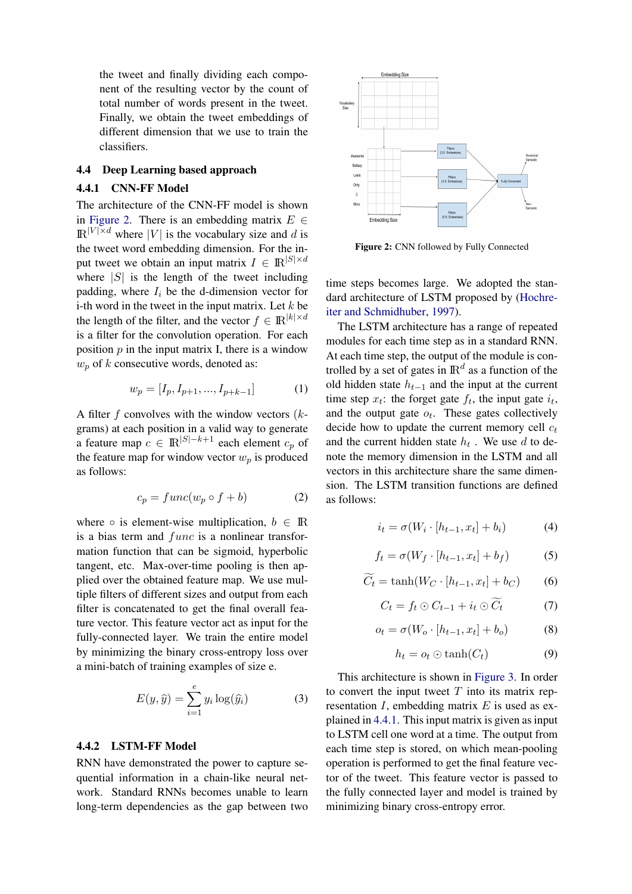the tweet and finally dividing each component of the resulting vector by the count of total number of words present in the tweet. Finally, we obtain the tweet embeddings of different dimension that we use to train the classifiers.

### 4.4 Deep Learning based approach

#### 4.4.1 CNN-FF Model

The architecture of the CNN-FF model is shown in Figure 2. There is an embedding matrix $E \in \mathbb{R}^{|V| \times d}$ where $|V|$ is the vocabulary size and $d$ is the tweet word embedding dimension. For the input tweet we obtain an input matrix $I \in \mathbb{R}^{|S| \times d}$ where $|S|$ is the length of the tweet including padding, where $I_i$ be the d-dimension vector for i-th word in the tweet in the input matrix. Let $k$ be the length of the filter, and the vector $f \in \mathbb{R}^{|k| \times d}$ is a filter for the convolution operation. For each position $p$ in the input matrix I, there is a window $w_p$ of $k$ consecutive words, denoted as:

$$w_p = [I_p, I_{p+1}, ..., I_{p+k-1}] \tag{1}$$

A filter $f$ convolves with the window vectors ($k$-grams) at each position in a valid way to generate a feature map $c \in \mathbb{R}^{|S|-k+1}$ each element $c_p$ of the feature map for window vector $w_p$ is produced as follows:

$$c_p = func(w_p \circ f + b) \tag{2}$$

where $\circ$ is element-wise multiplication, $b \in \mathbb{R}$ is a bias term and $func$ is a nonlinear transformation function that can be sigmoid, hyperbolic tangent, etc. Max-over-time pooling is then applied over the obtained feature map. We use multiple filters of different sizes and output from each filter is concatenated to get the final overall feature vector. This feature vector act as input for the fully-connected layer. We train the entire model by minimizing the binary cross-entropy loss over a mini-batch of training examples of size e.

$$E(y, \hat{y}) = \sum_{i=1}^{e} y_i \log(\hat{y}_i) \tag{3}$$

Figure 2: CNN followed by Fully Connected

#### 4.4.2 LSTM-FF Model

RNN have demonstrated the power to capture sequential information in a chain-like neural network. Standard RNNs becomes unable to learn long-term dependencies as the gap between two time steps becomes large. We adopted the standard architecture of LSTM proposed by (Hochreiter and Schmidhuber, 1997).

The LSTM architecture has a range of repeated modules for each time step as in a standard RNN. At each time step, the output of the module is controlled by a set of gates in $\mathbb{R}^d$ as a function of the old hidden state $h_{t-1}$ and the input at the current time step $x_t$: the forget gate $f_t$, the input gate $i_t$, and the output gate $o_t$. These gates collectively decide how to update the current memory cell $c_t$ and the current hidden state $h_t$ . We use $d$ to denote the memory dimension in the LSTM and all vectors in this architecture share the same dimension. The LSTM transition functions are defined as follows:

$$i_t = \sigma(W_i \cdot [h_{t-1}, x_t] + b_i) \tag{4}$$

$$f_t = \sigma(W_f \cdot [h_{t-1}, x_t] + b_f) \tag{5}$$

$$\widetilde{C_t} = \tanh(W_C \cdot [h_{t-1}, x_t] + b_C) \tag{6}$$

$$C_t = f_t \odot C_{t-1} + i_t \odot \widetilde{C_t} \tag{7}$$

$$o_t = \sigma(W_o \cdot [h_{t-1}, x_t] + b_o) \tag{8}$$

$$h_t = o_t \odot \tanh(C_t) \tag{9}$$

This architecture is shown in Figure 3. In order to convert the input tweet $T$ into its matrix representation $I$, embedding matrix $E$ is used as explained in 4.4.1. This input matrix is given as input to LSTM cell one word at a time. The output from each time step is stored, on which mean-pooling operation is performed to get the final feature vector of the tweet. This feature vector is passed to the fully connected layer and model is trained by minimizing binary cross-entropy error.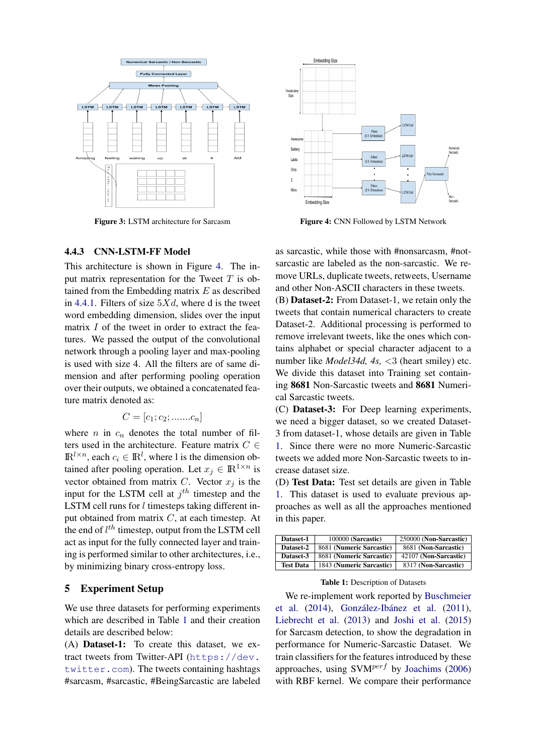Figure 3: LSTM architecture for Sarcasm

Figure 4: CNN Followed by LSTM Network

#### 4.4.3 CNN-LSTM-FF Model

This architecture is shown in Figure 4. The input matrix representation for the Tweet $T$ is obtained from the Embedding matrix $E$ as described in 4.4.1. Filters of size $5Xd$, where d is the tweet word embedding dimension, slides over the input matrix $I$ of the tweet in order to extract the features. We passed the output of the convolutional network through a pooling layer and max-pooling is used with size 4. All the filters are of same dimension and after performing pooling operation over their outputs, we obtained a concatenated feature matrix denoted as:

$$C = [c_1; c_2; .......c_n]$$

where $n$ in $c_n$ denotes the total number of filters used in the architecture. Feature matrix $C \in \mathbb{R}^{l \times n}$, each $c_i \in \mathbb{R}^l$, where l is the dimension obtained after pooling operation. Let $x_j \in \mathbb{R}^{1 \times n}$ is vector obtained from matrix $C$. Vector $x_j$ is the input for the LSTM cell at $j^{th}$ timestep and the LSTM cell runs for $l$ timesteps taking different input obtained from matrix $C$, at each timestep. At the end of $l^{th}$ timestep, output from the LSTM cell act as input for the fully connected layer and training is performed similar to other architectures, i.e., by minimizing binary cross-entropy loss.

## 5 Experiment Setup

We use three datasets for performing experiments which are described in Table 1 and their creation details are described below:

(A) **Dataset-1:** To create this dataset, we extract tweets from Twitter-API (https://dev.twitter.com). The tweets containing hashtags #sarcasm, #sarcastic, #BeingSarcastic are labeled as sarcastic, while those with #nonsarcasm, #notsarcastic are labeled as the non-sarcastic. We remove URLs, duplicate tweets, retweets, Username and other Non-ASCII characters in these tweets.

(B) **Dataset-2:** From Dataset-1, we retain only the tweets that contain numerical characters to create Dataset-2. Additional processing is performed to remove irrelevant tweets, like the ones which contains alphabet or special character adjacent to a number like *Model34d, 4s,* <3 (heart smiley) etc. We divide this dataset into Training set containing **8681** Non-Sarcastic tweets and **8681** Numerical Sarcastic tweets.

(C) **Dataset-3:** For Deep learning experiments, we need a bigger dataset, so we created Dataset-3 from dataset-1, whose details are given in Table 1. Since there were no more Numeric-Sarcastic tweets we added more Non-Sarcastic tweets to increase dataset size.

(D) **Test Data:** Test set details are given in Table 1. This dataset is used to evaluate previous approaches as well as all the approaches mentioned in this paper.

| **Dataset-1** | 100000 (**Sarcastic**) | 250000 (**Non-Sarcastic**) |
|---|---|---|
| **Dataset-2** | 8681 (**Numeric Sarcastic**) | 8681 (**Non-Sarcastic**) |
| **Dataset-3** | 8681 (**Numeric Sarcastic**) | 42107 (**Non-Sarcastic**) |
| **Test Data** | 1843 (**Numeric Sarcastic**) | 8317 (**Non-Sarcastic**) |

Table 1: Description of Datasets

We re-implement work reported by Buschmeier et al. (2014), González-Ibánez et al. (2011), Liebrecht et al. (2013) and Joshi et al. (2015) for Sarcasm detection, to show the degradation in performance for Numeric-Sarcastic Dataset. We train classifiers for the features introduced by these approaches, using SVM$^{perf}$ by Joachims (2006) with RBF kernel. We compare their performance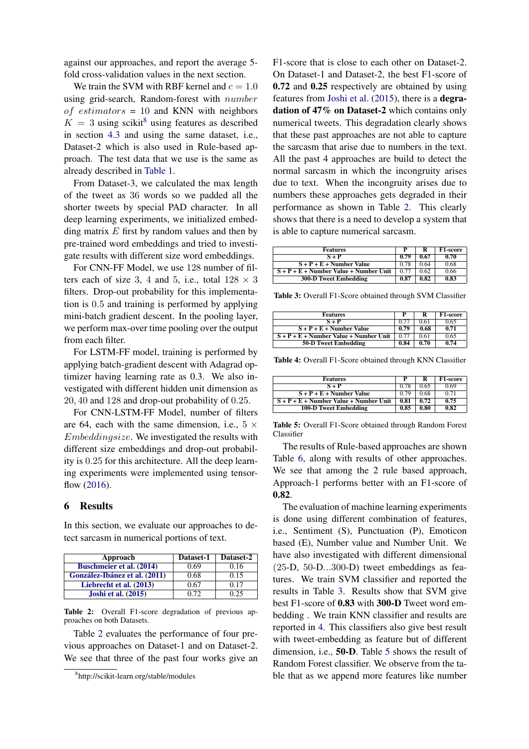against our approaches, and report the average 5-fold cross-validation values in the next section.

We train the SVM with RBF kernel and $c = 1.0$ using grid-search, Random-forest with $number\ of\ estimators = 10$ and KNN with neighbors $K = 3$ using scikit[8] using features as described in section 4.3 and using the same dataset, i.e., Dataset-2 which is also used in Rule-based approach. The test data that we use is the same as already described in Table 1.

From Dataset-3, we calculated the max length of the tweet as 36 words so we padded all the shorter tweets by special PAD character. In all deep learning experiments, we initialized embedding matrix $E$ first by random values and then by pre-trained word embeddings and tried to investigate results with different size word embeddings.

For CNN-FF Model, we use 128 number of filters each of size 3, 4 and 5, i.e., total $128 \times 3$ filters. Drop-out probability for this implementation is 0.5 and training is performed by applying mini-batch gradient descent. In the pooling layer, we perform max-over time pooling over the output from each filter.

For LSTM-FF model, training is performed by applying batch-gradient descent with Adagrad optimizer having learning rate as 0.3. We also investigated with different hidden unit dimension as 20, 40 and 128 and drop-out probability of 0.25.

For CNN-LSTM-FF Model, number of filters are 64, each with the same dimension, i.e., $5 \times Embeddingsize$. We investigated the results with different size embeddings and drop-out probability is 0.25 for this architecture. All the deep learning experiments were implemented using tensorflow (2016).

## 6 Results

In this section, we evaluate our approaches to detect sarcasm in numerical portions of text.

| Approach | Dataset-1 | Dataset-2 |
|---|---|---|
| Buschmeier et al. (2014) | 0.69 | 0.16 |
| González-Ibánez et al. (2011) | 0.68 | 0.15 |
| Liebrecht et al. (2013) | 0.67 | 0.17 |
| Joshi et al. (2015) | 0.72 | 0.25 |

**Table 2:** Overall F1-score degradation of previous approaches on both Datasets.

Table 2 evaluates the performance of four previous approaches on Dataset-1 and on Dataset-2. We see that three of the past four works give an F1-score that is close to each other on Dataset-2. On Dataset-1 and Dataset-2, the best F1-score of **0.72** and **0.25** respectively are obtained by using features from Joshi et al. (2015), there is a **degradation of 47% on Dataset-2** which contains only numerical tweets. This degradation clearly shows that these past approaches are not able to capture the sarcasm that arise due to numbers in the text. All the past 4 approaches are build to detect the normal sarcasm in which the incongruity arises due to text. When the incongruity arises due to numbers these approaches gets degraded in their performance as shown in Table 2. This clearly shows that there is a need to develop a system that is able to capture numerical sarcasm.

| Features | P | R | F1-score |
|---|---|---|---|
| **S + P** | **0.79** | **0.67** | **0.70** |
| S + P + E + Number Value | 0.78 | 0.64 | 0.68 |
| S + P + E + Number Value + Number Unit | 0.77 | 0.62 | 0.66 |
| **300-D Tweet Embedding** | **0.87** | **0.82** | **0.83** |

**Table 3:** Overall F1-Score obtained through SVM Classifier

| Features | P | R | F1-score |
|---|---|---|---|
| S + P | 0.77 | 0.61 | 0.65 |
| **S + P + E + Number Value** | **0.79** | **0.68** | **0.71** |
| S + P + E + Number Value + Number Unit | 0.77 | 0.61 | 0.65 |
| **50-D Tweet Embedding** | **0.84** | **0.70** | **0.74** |

**Table 4:** Overall F1-Score obtained through KNN Classifier

| Features | P | R | F1-score |
|---|---|---|---|
| S + P | 0.78 | 0.65 | 0.69 |
| S + P + E + Number Value | 0.79 | 0.68 | 0.71 |
| **S + P + E + Number Value + Number Unit** | **0.81** | **0.72** | **0.75** |
| **100-D Tweet Embedding** | **0.85** | **0.80** | **0.82** |

**Table 5:** Overall F1-Score obtained through Random Forest Classifier

The results of Rule-based approaches are shown Table 6, along with results of other approaches. We see that among the 2 rule based approach, Approach-1 performs better with an F1-score of **0.82**.

The evaluation of machine learning experiments is done using different combination of features, i.e., Sentiment (S), Punctuation (P), Emoticon based (E), Number value and Number Unit. We have also investigated with different dimensional (25-D, 50-D...300-D) tweet embeddings as features. We train SVM classifier and reported the results in Table 3. Results show that SVM give best F1-score of **0.83** with **300-D** Tweet word embedding . We train KNN classifier and results are reported in 4. This classifiers also give best result with tweet-embedding as feature but of different dimension, i.e., **50-D**. Table 5 shows the result of Random Forest classifier. We observe from the table that as we append more features like number

[8]http://scikit-learn.org/stable/modules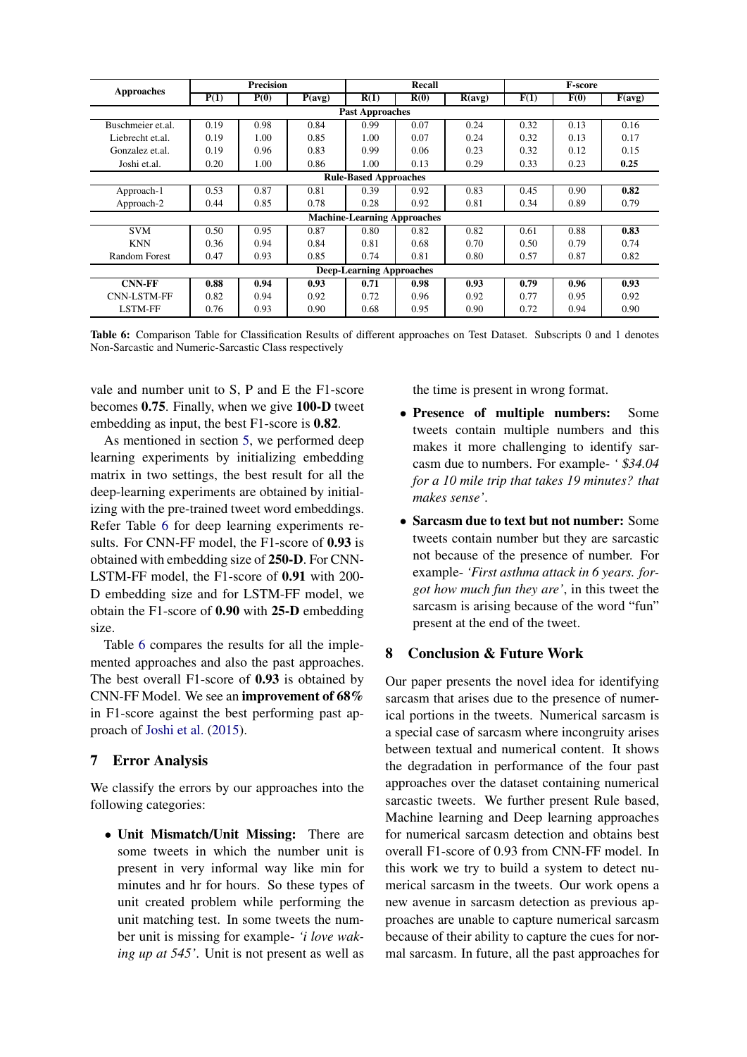| Approaches | Precision | | | Recall | | | F-score | | |
|---|---|---|---|---|---|---|---|---|---|
| | P(1) | P(0) | P(avg) | R(1) | R(0) | R(avg) | F(1) | F(0) | F(avg) |
| **Past Approaches** | | | | | | | | | |
| Buschmeier et.al. | 0.19 | 0.98 | 0.84 | 0.99 | 0.07 | 0.24 | 0.32 | 0.13 | 0.16 |
| Liebrecht et.al. | 0.19 | 1.00 | 0.85 | 1.00 | 0.07 | 0.24 | 0.32 | 0.13 | 0.17 |
| Gonzalez et.al. | 0.19 | 0.96 | 0.83 | 0.99 | 0.06 | 0.23 | 0.32 | 0.12 | 0.15 |
| Joshi et.al. | 0.20 | 1.00 | 0.86 | 1.00 | 0.13 | 0.29 | 0.33 | 0.23 | **0.25** |
| **Rule-Based Approaches** | | | | | | | | | |
| Approach-1 | 0.53 | 0.87 | 0.81 | 0.39 | 0.92 | 0.83 | 0.45 | 0.90 | **0.82** |
| Approach-2 | 0.44 | 0.85 | 0.78 | 0.28 | 0.92 | 0.81 | 0.34 | 0.89 | 0.79 |
| **Machine-Learning Approaches** | | | | | | | | | |
| SVM | 0.50 | 0.95 | 0.87 | 0.80 | 0.82 | 0.82 | 0.61 | 0.88 | **0.83** |
| KNN | 0.36 | 0.94 | 0.84 | 0.81 | 0.68 | 0.70 | 0.50 | 0.79 | 0.74 |
| Random Forest | 0.47 | 0.93 | 0.85 | 0.74 | 0.81 | 0.80 | 0.57 | 0.87 | 0.82 |
| **Deep-Learning Approaches** | | | | | | | | | |
| **CNN-FF** | **0.88** | **0.94** | **0.93** | **0.71** | **0.98** | **0.93** | **0.79** | **0.96** | **0.93** |
| CNN-LSTM-FF | 0.82 | 0.94 | 0.92 | 0.72 | 0.96 | 0.92 | 0.77 | 0.95 | 0.92 |
| LSTM-FF | 0.76 | 0.93 | 0.90 | 0.68 | 0.95 | 0.90 | 0.72 | 0.94 | 0.90 |

**Table 6:** Comparison Table for Classification Results of different approaches on Test Dataset. Subscripts 0 and 1 denotes Non-Sarcastic and Numeric-Sarcastic Class respectively

vale and number unit to S, P and E the F1-score becomes **0.75**. Finally, when we give **100-D** tweet embedding as input, the best F1-score is **0.82**.

As mentioned in section 5, we performed deep learning experiments by initializing embedding matrix in two settings, the best result for all the deep-learning experiments are obtained by initializing with the pre-trained tweet word embeddings. Refer Table 6 for deep learning experiments results. For CNN-FF model, the F1-score of **0.93** is obtained with embedding size of **250-D**. For CNN-LSTM-FF model, the F1-score of **0.91** with 200-D embedding size and for LSTM-FF model, we obtain the F1-score of **0.90** with **25-D** embedding size.

Table 6 compares the results for all the implemented approaches and also the past approaches. The best overall F1-score of **0.93** is obtained by CNN-FF Model. We see an **improvement of 68%** in F1-score against the best performing past approach of Joshi et al. (2015).

## 7 Error Analysis

We classify the errors by our approaches into the following categories:

- **Unit Mismatch/Unit Missing:** There are some tweets in which the number unit is present in very informal way like min for minutes and hr for hours. So these types of unit created problem while performing the unit matching test. In some tweets the number unit is missing for example- *'i love waking up at 545'*. Unit is not present as well as the time is present in wrong format.
- **Presence of multiple numbers:** Some tweets contain multiple numbers and this makes it more challenging to identify sarcasm due to numbers. For example- *' $34.04 for a 10 mile trip that takes 19 minutes? that makes sense'*.
- **Sarcasm due to text but not number:** Some tweets contain number but they are sarcastic not because of the presence of number. For example- *'First asthma attack in 6 years. forgot how much fun they are'*, in this tweet the sarcasm is arising because of the word "fun" present at the end of the tweet.

## 8 Conclusion & Future Work

Our paper presents the novel idea for identifying sarcasm that arises due to the presence of numerical portions in the tweets. Numerical sarcasm is a special case of sarcasm where incongruity arises between textual and numerical content. It shows the degradation in performance of the four past approaches over the dataset containing numerical sarcastic tweets. We further present Rule based, Machine learning and Deep learning approaches for numerical sarcasm detection and obtains best overall F1-score of 0.93 from CNN-FF model. In this work we try to build a system to detect numerical sarcasm in the tweets. Our work opens a new avenue in sarcasm detection as previous approaches are unable to capture numerical sarcasm because of their ability to capture the cues for normal sarcasm. In future, all the past approaches for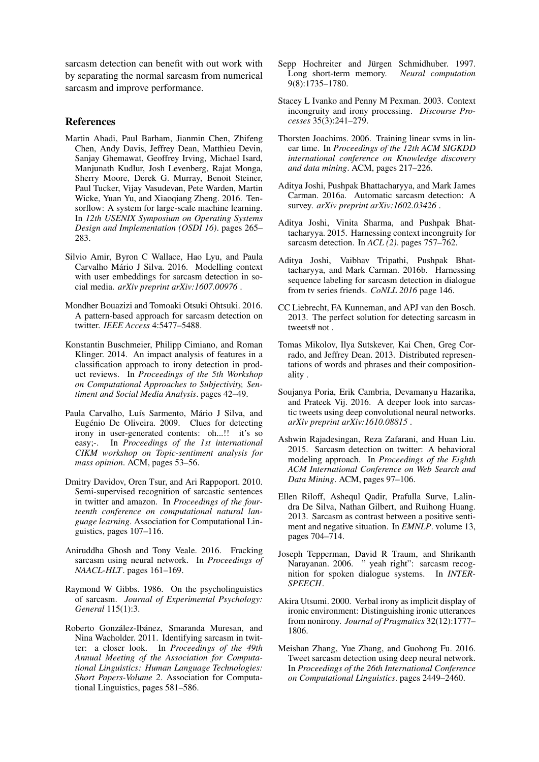sarcasm detection can benefit with out work with by separating the normal sarcasm from numerical sarcasm and improve performance.

## References

Martin Abadi, Paul Barham, Jianmin Chen, Zhifeng Chen, Andy Davis, Jeffrey Dean, Matthieu Devin, Sanjay Ghemawat, Geoffrey Irving, Michael Isard, Manjunath Kudlur, Josh Levenberg, Rajat Monga, Sherry Moore, Derek G. Murray, Benoit Steiner, Paul Tucker, Vijay Vasudevan, Pete Warden, Martin Wicke, Yuan Yu, and Xiaoqiang Zheng. 2016. Tensorflow: A system for large-scale machine learning. In *12th USENIX Symposium on Operating Systems Design and Implementation (OSDI 16)*. pages 265–283.

Silvio Amir, Byron C Wallace, Hao Lyu, and Paula Carvalho Mário J Silva. 2016. Modelling context with user embeddings for sarcasm detection in social media. *arXiv preprint arXiv:1607.00976* .

Mondher Bouazizi and Tomoaki Otsuki Ohtsuki. 2016. A pattern-based approach for sarcasm detection on twitter. *IEEE Access* 4:5477–5488.

Konstantin Buschmeier, Philipp Cimiano, and Roman Klinger. 2014. An impact analysis of features in a classification approach to irony detection in product reviews. In *Proceedings of the 5th Workshop on Computational Approaches to Subjectivity, Sentiment and Social Media Analysis*. pages 42–49.

Paula Carvalho, Luís Sarmento, Mário J Silva, and Eugénio De Oliveira. 2009. Clues for detecting irony in user-generated contents: oh...!! it's so easy;-. In *Proceedings of the 1st international CIKM workshop on Topic-sentiment analysis for mass opinion*. ACM, pages 53–56.

Dmitry Davidov, Oren Tsur, and Ari Rappoport. 2010. Semi-supervised recognition of sarcastic sentences in twitter and amazon. In *Proceedings of the fourteenth conference on computational natural language learning*. Association for Computational Linguistics, pages 107–116.

Aniruddha Ghosh and Tony Veale. 2016. Fracking sarcasm using neural network. In *Proceedings of NAACL-HLT*. pages 161–169.

Raymond W Gibbs. 1986. On the psycholinguistics of sarcasm. *Journal of Experimental Psychology: General* 115(1):3.

Roberto González-Ibánez, Smaranda Muresan, and Nina Wacholder. 2011. Identifying sarcasm in twitter: a closer look. In *Proceedings of the 49th Annual Meeting of the Association for Computational Linguistics: Human Language Technologies: Short Papers-Volume 2*. Association for Computational Linguistics, pages 581–586.

Sepp Hochreiter and Jürgen Schmidhuber. 1997. Long short-term memory. *Neural computation* 9(8):1735–1780.

Stacey L Ivanko and Penny M Pexman. 2003. Context incongruity and irony processing. *Discourse Processes* 35(3):241–279.

Thorsten Joachims. 2006. Training linear svms in linear time. In *Proceedings of the 12th ACM SIGKDD international conference on Knowledge discovery and data mining*. ACM, pages 217–226.

Aditya Joshi, Pushpak Bhattacharyya, and Mark James Carman. 2016a. Automatic sarcasm detection: A survey. *arXiv preprint arXiv:1602.03426* .

Aditya Joshi, Vinita Sharma, and Pushpak Bhattacharyya. 2015. Harnessing context incongruity for sarcasm detection. In *ACL (2)*. pages 757–762.

Aditya Joshi, Vaibhav Tripathi, Pushpak Bhattacharyya, and Mark Carman. 2016b. Harnessing sequence labeling for sarcasm detection in dialogue from tv series friends. *CoNLL 2016* page 146.

CC Liebrecht, FA Kunneman, and APJ van den Bosch. 2013. The perfect solution for detecting sarcasm in tweets# not .

Tomas Mikolov, Ilya Sutskever, Kai Chen, Greg Corrado, and Jeffrey Dean. 2013. Distributed representations of words and phrases and their compositionality .

Soujanya Poria, Erik Cambria, Devamanyu Hazarika, and Prateek Vij. 2016. A deeper look into sarcastic tweets using deep convolutional neural networks. *arXiv preprint arXiv:1610.08815* .

Ashwin Rajadesingan, Reza Zafarani, and Huan Liu. 2015. Sarcasm detection on twitter: A behavioral modeling approach. In *Proceedings of the Eighth ACM International Conference on Web Search and Data Mining*. ACM, pages 97–106.

Ellen Riloff, Ashequl Qadir, Prafulla Surve, Lalindra De Silva, Nathan Gilbert, and Ruihong Huang. 2013. Sarcasm as contrast between a positive sentiment and negative situation. In *EMNLP*. volume 13, pages 704–714.

Joseph Tepperman, David R Traum, and Shrikanth Narayanan. 2006. " yeah right": sarcasm recognition for spoken dialogue systems. In *INTERSPEECH*.

Akira Utsumi. 2000. Verbal irony as implicit display of ironic environment: Distinguishing ironic utterances from nonirony. *Journal of Pragmatics* 32(12):1777–1806.

Meishan Zhang, Yue Zhang, and Guohong Fu. 2016. Tweet sarcasm detection using deep neural network. In *Proceedings of the 26th International Conference on Computational Linguistics*. pages 2449–2460.